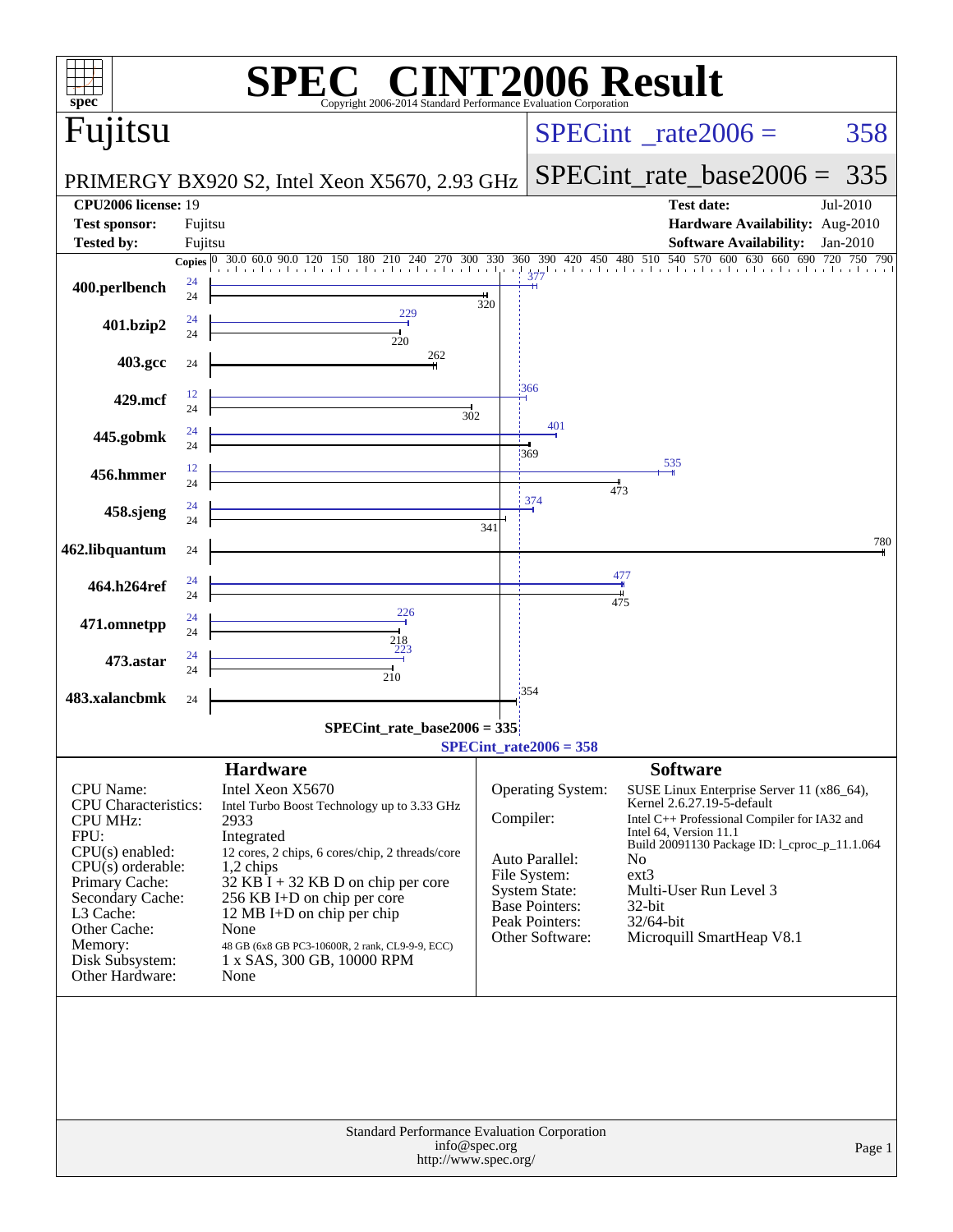# SPEC® CINT2006 Result

Copyright 2006-2014 Standard Performance Evaluation Corporation

## Fujitsu

PRIMERGY BX920 S2, Intel Xeon X5670, 2.93 GHz

SPECint_rate2006 = 358

SPECint_rate_base2006 = 335

| | | | |
|---|---|---|---|
| **CPU2006 license:** | 19 | **Test date:** | Jul-2010 |
| **Test sponsor:** | Fujitsu | **Hardware Availability:** | Aug-2010 |
| **Tested by:** | Fujitsu | **Software Availability:** | Jan-2010 |

| Benchmark | Copies (Peak) | Peak | Copies (Base) | Base |
|---|---|---|---|---|
| 400.perlbench | 24 | 377 | 24 | 320 |
| 401.bzip2 | 24 | 229 | 24 | 220 |
| 403.gcc | | | 24 | 262 |
| 429.mcf | 12 | 366 | 24 | 302 |
| 445.gobmk | 24 | 401 | 24 | 369 |
| 456.hmmer | 12 | 535 | 24 | 473 |
| 458.sjeng | 24 | 374 | 24 | 341 |
| 462.libquantum | | | 24 | 780 |
| 464.h264ref | 24 | 477 | 24 | 475 |
| 471.omnetpp | 24 | 226 | 24 | 218 |
| 473.astar | 24 | 223 | 24 | 210 |
| 483.xalancbmk | | | 24 | 354 |

SPECint_rate_base2006 = 335

SPECint_rate2006 = 358

## Hardware

| | |
|---|---|
| CPU Name: | Intel Xeon X5670 |
| CPU Characteristics: | Intel Turbo Boost Technology up to 3.33 GHz |
| CPU MHz: | 2933 |
| FPU: | Integrated |
| CPU(s) enabled: | 12 cores, 2 chips, 6 cores/chip, 2 threads/core |
| CPU(s) orderable: | 1,2 chips |
| Primary Cache: | 32 KB I + 32 KB D on chip per core |
| Secondary Cache: | 256 KB I+D on chip per core |
| L3 Cache: | 12 MB I+D on chip per chip |
| Other Cache: | None |
| Memory: | 48 GB (6x8 GB PC3-10600R, 2 rank, CL9-9-9, ECC) |
| Disk Subsystem: | 1 x SAS, 300 GB, 10000 RPM |
| Other Hardware: | None |

## Software

| | |
|---|---|
| Operating System: | SUSE Linux Enterprise Server 11 (x86_64), Kernel 2.6.27.19-5-default |
| Compiler: | Intel C++ Professional Compiler for IA32 and Intel 64, Version 11.1 Build 20091130 Package ID: l_cproc_p_11.1.064 |
| Auto Parallel: | No |
| File System: | ext3 |
| System State: | Multi-User Run Level 3 |
| Base Pointers: | 32-bit |
| Peak Pointers: | 32/64-bit |
| Other Software: | Microquill SmartHeap V8.1 |

Standard Performance Evaluation Corporation
info@spec.org
http://www.spec.org/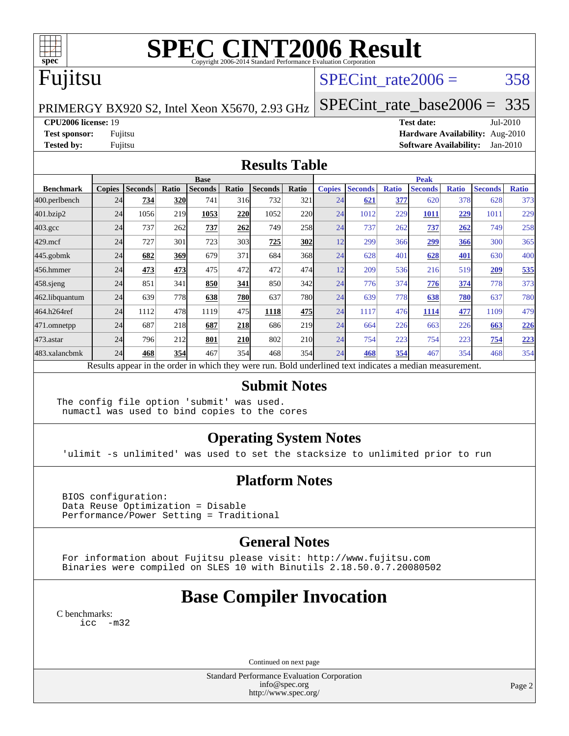# SPEC CINT2006 Result

Copyright 2006-2014 Standard Performance Evaluation Corporation

## Fujitsu

PRIMERGY BX920 S2, Intel Xeon X5670, 2.93 GHz

SPECint_rate2006 = 358

SPECint_rate_base2006 = 335

**CPU2006 license:** 19
**Test sponsor:** Fujitsu
**Tested by:** Fujitsu

**Test date:** Jul-2010
**Hardware Availability:** Aug-2010
**Software Availability:** Jan-2010

## Results Table

| | Base | | | | | | | Peak | | | | | | |
|---|---|---|---|---|---|---|---|---|---|---|---|---|---|---|
| **Benchmark** | **Copies** | **Seconds** | **Ratio** | **Seconds** | **Ratio** | **Seconds** | **Ratio** | **Copies** | **Seconds** | **Ratio** | **Seconds** | **Ratio** | **Seconds** | **Ratio** |
| 400.perlbench | 24 | **734** | **320** | 741 | 316 | 732 | 321 | 24 | **621** | **377** | 620 | 378 | 628 | 373 |
| 401.bzip2 | 24 | 1056 | 219 | **1053** | **220** | 1052 | 220 | 24 | 1012 | 229 | **1011** | **229** | 1011 | 229 |
| 403.gcc | 24 | 737 | 262 | **737** | **262** | 749 | 258 | 24 | 737 | 262 | **737** | **262** | 749 | 258 |
| 429.mcf | 24 | 727 | 301 | 723 | 303 | **725** | **302** | 12 | 299 | 366 | **299** | **366** | 300 | 365 |
| 445.gobmk | 24 | **682** | **369** | 679 | 371 | 684 | 368 | 24 | 628 | 401 | **628** | **401** | 630 | 400 |
| 456.hmmer | 24 | **473** | **473** | 475 | 472 | 472 | 474 | 12 | 209 | 536 | 216 | 519 | **209** | **535** |
| 458.sjeng | 24 | 851 | 341 | **850** | **341** | 850 | 342 | 24 | 776 | 374 | **776** | **374** | 778 | 373 |
| 462.libquantum | 24 | 639 | 778 | **638** | **780** | 637 | 780 | 24 | 639 | 778 | **638** | **780** | 637 | 780 |
| 464.h264ref | 24 | 1112 | 478 | 1119 | 475 | **1118** | **475** | 24 | 1117 | 476 | **1114** | **477** | 1109 | 479 |
| 471.omnetpp | 24 | 687 | 218 | **687** | **218** | 686 | 219 | 24 | 664 | 226 | 663 | 226 | **663** | **226** |
| 473.astar | 24 | 796 | 212 | **801** | **210** | 802 | 210 | 24 | 754 | 223 | 754 | 223 | **754** | **223** |
| 483.xalancbmk | 24 | **468** | **354** | 467 | 354 | 468 | 354 | 24 | **468** | **354** | 467 | 354 | 468 | 354 |

Results appear in the order in which they were run. Bold underlined text indicates a median measurement.

## Submit Notes

```
The config file option 'submit' was used.
 numactl was used to bind copies to the cores
```

## Operating System Notes

```
'ulimit -s unlimited' was used to set the stacksize to unlimited prior to run
```

## Platform Notes

```
BIOS configuration:
Data Reuse Optimization = Disable
Performance/Power Setting = Traditional
```

## General Notes

```
For information about Fujitsu please visit: http://www.fujitsu.com
Binaries were compiled on SLES 10 with Binutils 2.18.50.0.7.20080502
```

# Base Compiler Invocation

C benchmarks:

```
icc  -m32
```

Continued on next page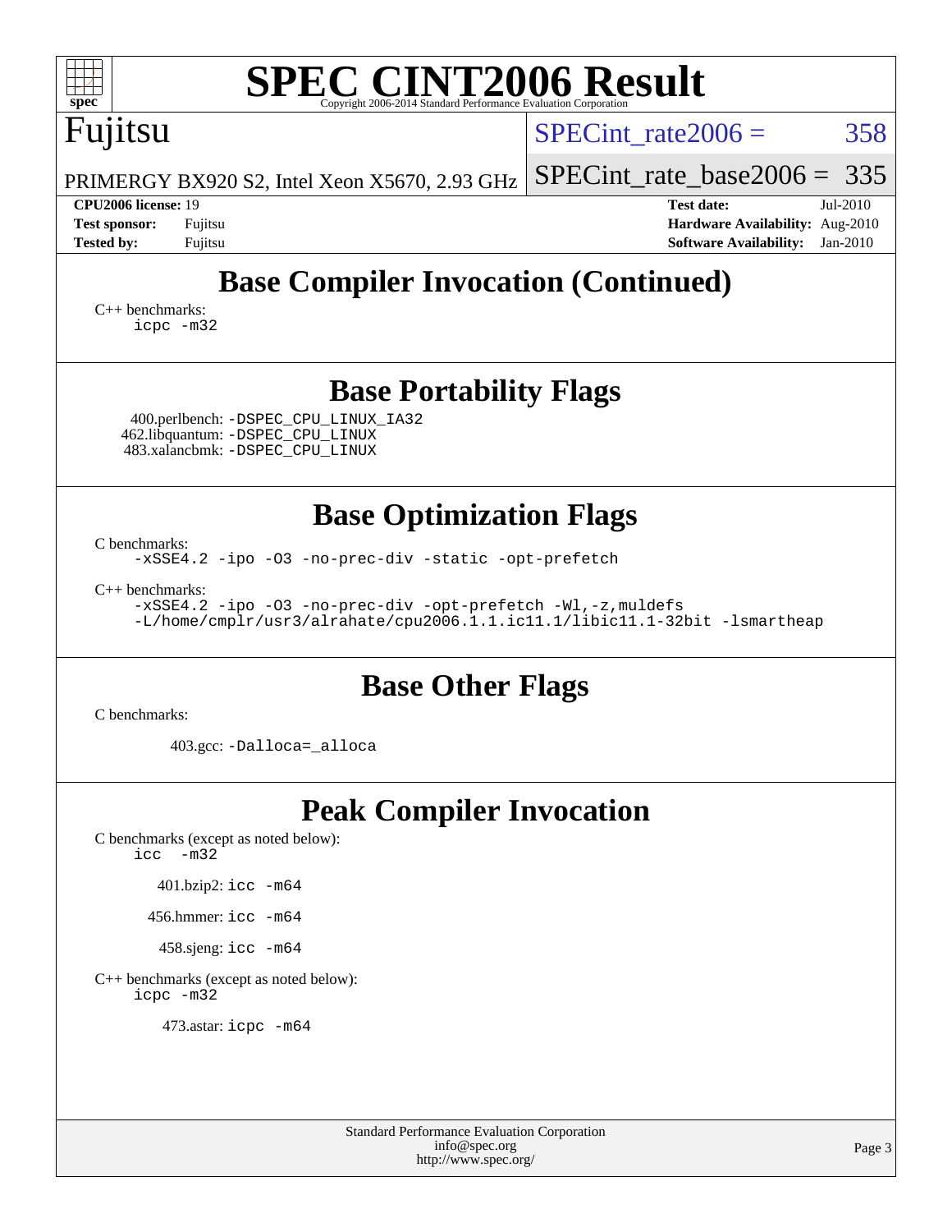## Base Compiler Invocation (Continued)

C++ benchmarks:
```
icpc -m32
```

## Base Portability Flags

400.perlbench: `-DSPEC_CPU_LINUX_IA32`
462.libquantum: `-DSPEC_CPU_LINUX`
483.xalancbmk: `-DSPEC_CPU_LINUX`

## Base Optimization Flags

C benchmarks:
```
-xSSE4.2 -ipo -O3 -no-prec-div -static -opt-prefetch
```

C++ benchmarks:
```
-xSSE4.2 -ipo -O3 -no-prec-div -opt-prefetch -Wl,-z,muldefs
-L/home/cmplr/usr3/alrahate/cpu2006.1.1.ic11.1/libic11.1-32bit -lsmartheap
```

## Base Other Flags

C benchmarks:

403.gcc: `-Dalloca=_alloca`

## Peak Compiler Invocation

C benchmarks (except as noted below):
```
icc  -m32
```

401.bzip2: `icc -m64`

456.hmmer: `icc -m64`

458.sjeng: `icc -m64`

C++ benchmarks (except as noted below):
```
icpc -m32
```

473.astar: `icpc -m64`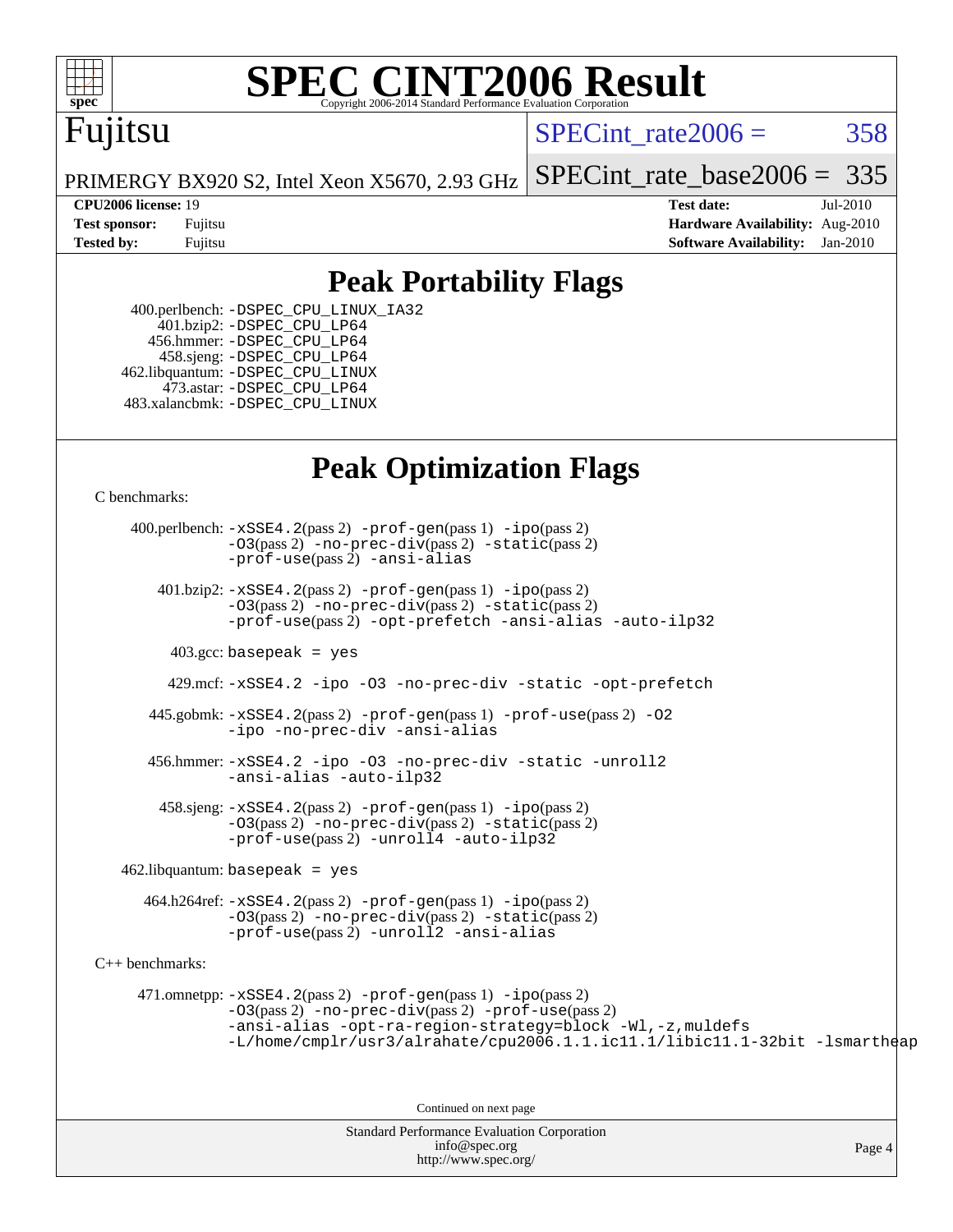# SPEC CINT2006 Result

Copyright 2006-2014 Standard Performance Evaluation Corporation

**Fujitsu**

PRIMERGY BX920 S2, Intel Xeon X5670, 2.93 GHz

SPECint_rate2006 = 358

SPECint_rate_base2006 = 335

| | | | |
|---|---|---|---|
| **CPU2006 license:** | 19 | **Test date:** | Jul-2010 |
| **Test sponsor:** | Fujitsu | **Hardware Availability:** | Aug-2010 |
| **Tested by:** | Fujitsu | **Software Availability:** | Jan-2010 |

## Peak Portability Flags

400.perlbench: -DSPEC_CPU_LINUX_IA32
401.bzip2: -DSPEC_CPU_LP64
456.hmmer: -DSPEC_CPU_LP64
458.sjeng: -DSPEC_CPU_LP64
462.libquantum: -DSPEC_CPU_LINUX
473.astar: -DSPEC_CPU_LP64
483.xalancbmk: -DSPEC_CPU_LINUX

## Peak Optimization Flags

C benchmarks:

400.perlbench: -xSSE4.2(pass 2) -prof-gen(pass 1) -ipo(pass 2) -O3(pass 2) -no-prec-div(pass 2) -static(pass 2) -prof-use(pass 2) -ansi-alias

401.bzip2: -xSSE4.2(pass 2) -prof-gen(pass 1) -ipo(pass 2) -O3(pass 2) -no-prec-div(pass 2) -static(pass 2) -prof-use(pass 2) -opt-prefetch -ansi-alias -auto-ilp32

403.gcc: basepeak = yes

429.mcf: -xSSE4.2 -ipo -O3 -no-prec-div -static -opt-prefetch

445.gobmk: -xSSE4.2(pass 2) -prof-gen(pass 1) -prof-use(pass 2) -O2 -ipo -no-prec-div -ansi-alias

456.hmmer: -xSSE4.2 -ipo -O3 -no-prec-div -static -unroll2 -ansi-alias -auto-ilp32

458.sjeng: -xSSE4.2(pass 2) -prof-gen(pass 1) -ipo(pass 2) -O3(pass 2) -no-prec-div(pass 2) -static(pass 2) -prof-use(pass 2) -unroll4 -auto-ilp32

462.libquantum: basepeak = yes

464.h264ref: -xSSE4.2(pass 2) -prof-gen(pass 1) -ipo(pass 2) -O3(pass 2) -no-prec-div(pass 2) -static(pass 2) -prof-use(pass 2) -unroll2 -ansi-alias

C++ benchmarks:

471.omnetpp: -xSSE4.2(pass 2) -prof-gen(pass 1) -ipo(pass 2) -O3(pass 2) -no-prec-div(pass 2) -prof-use(pass 2) -ansi-alias -opt-ra-region-strategy=block -Wl,-z,muldefs -L/home/cmplr/usr3/alrahate/cpu2006.1.1.ic11.1/libic11.1-32bit -lsmartheap

Continued on next page

Standard Performance Evaluation Corporation
info@spec.org
http://www.spec.org/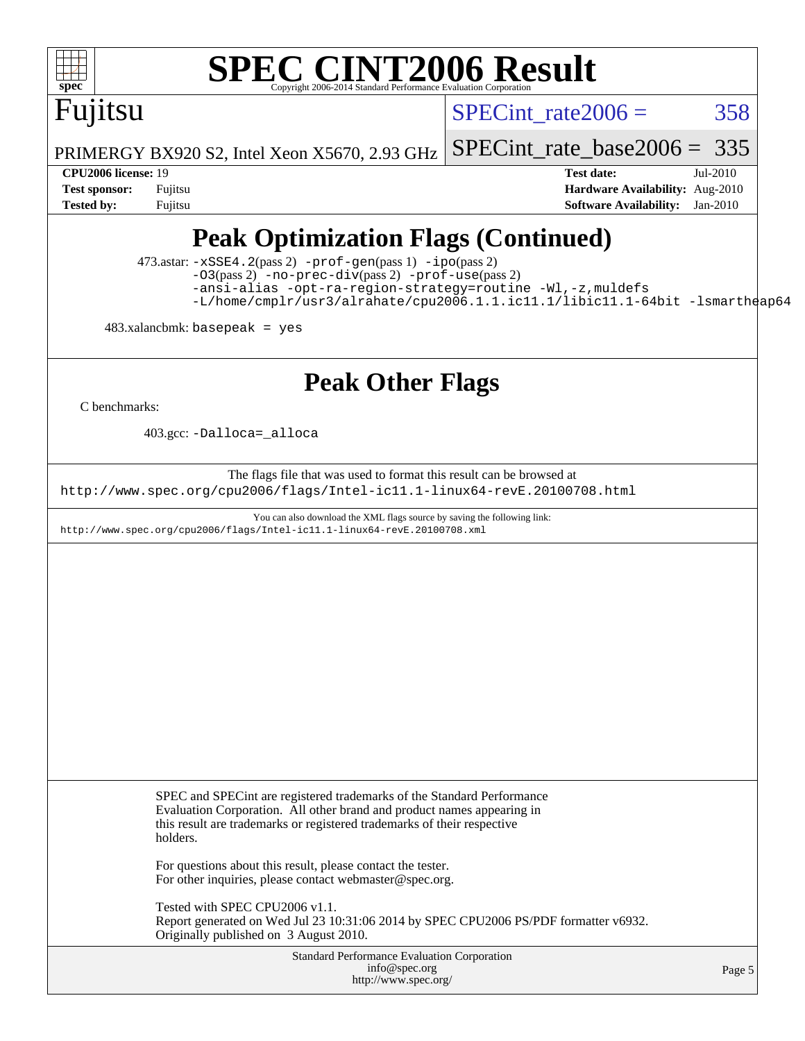# SPEC CINT2006 Result

Copyright 2006-2014 Standard Performance Evaluation Corporation

Fujitsu

PRIMERGY BX920 S2, Intel Xeon X5670, 2.93 GHz

SPECint_rate2006 = 358

SPECint_rate_base2006 = 335

**CPU2006 license:** 19
**Test sponsor:** Fujitsu
**Tested by:** Fujitsu

**Test date:** Jul-2010
**Hardware Availability:** Aug-2010
**Software Availability:** Jan-2010

## Peak Optimization Flags (Continued)

473.astar: `-xSSE4.2`(pass 2) `-prof-gen`(pass 1) `-ipo`(pass 2)
`-O3`(pass 2) `-no-prec-div`(pass 2) `-prof-use`(pass 2)
`-ansi-alias -opt-ra-region-strategy=routine -Wl,-z,muldefs`
`-L/home/cmplr/usr3/alrahate/cpu2006.1.1.ic11.1/libic11.1-64bit -lsmartheap64`

483.xalancbmk: `basepeak = yes`

## Peak Other Flags

C benchmarks:

403.gcc: `-Dalloca=_alloca`

The flags file that was used to format this result can be browsed at
http://www.spec.org/cpu2006/flags/Intel-ic11.1-linux64-revE.20100708.html

You can also download the XML flags source by saving the following link:
http://www.spec.org/cpu2006/flags/Intel-ic11.1-linux64-revE.20100708.xml

SPEC and SPECint are registered trademarks of the Standard Performance Evaluation Corporation. All other brand and product names appearing in this result are trademarks or registered trademarks of their respective holders.

For questions about this result, please contact the tester.
For other inquiries, please contact webmaster@spec.org.

Tested with SPEC CPU2006 v1.1.
Report generated on Wed Jul 23 10:31:06 2014 by SPEC CPU2006 PS/PDF formatter v6932.
Originally published on 3 August 2010.

Standard Performance Evaluation Corporation
info@spec.org
http://www.spec.org/